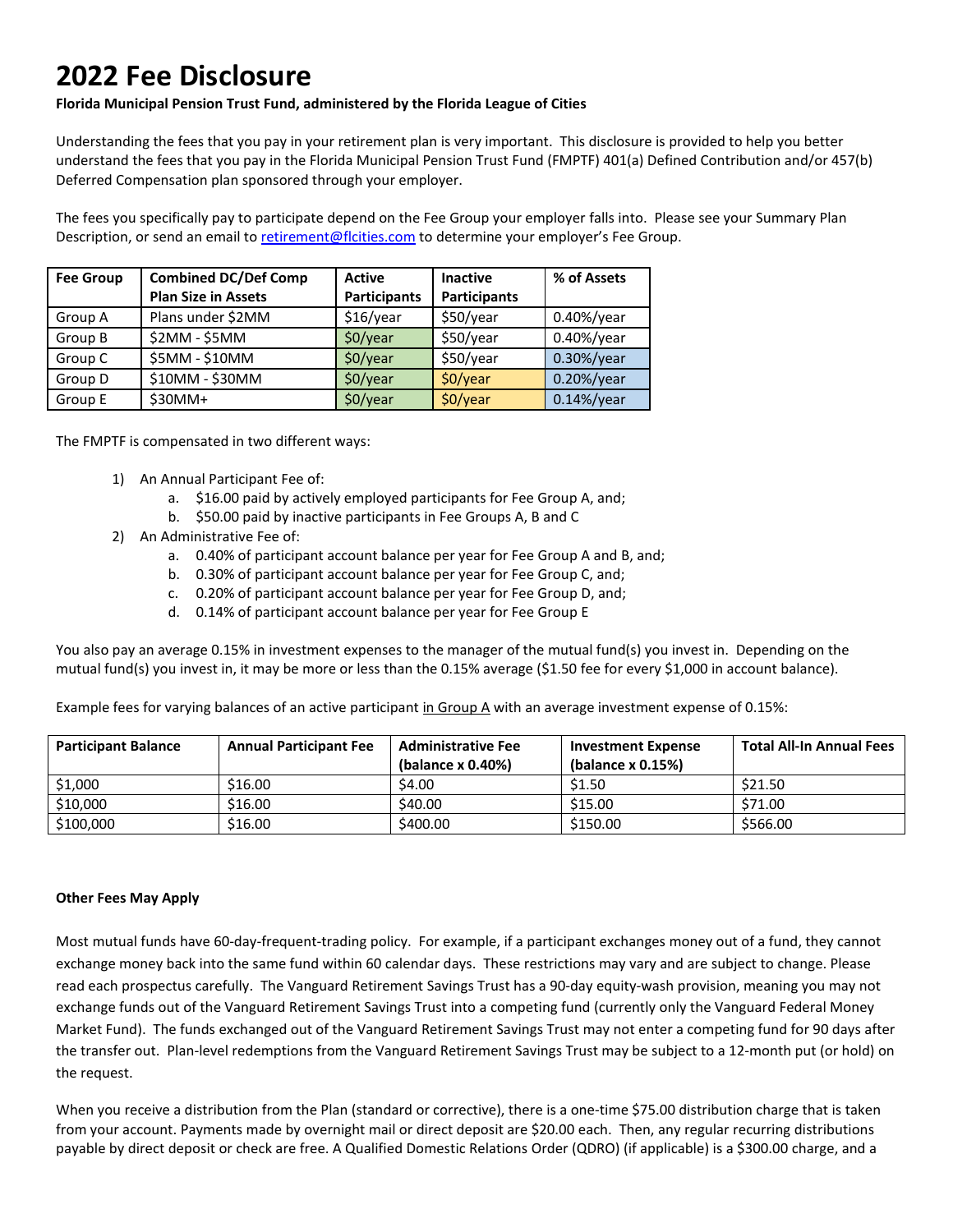# 2022 Fee Disclosure

**Florida Municipal Pension Trust Fund, administered by the Florida League of Cities**

Understanding the fees that you pay in your retirement plan is very important. This disclosure is provided to help you better understand the fees that you pay in the Florida Municipal Pension Trust Fund (FMPTF) 401(a) Defined Contribution and/or 457(b) Deferred Compensation plan sponsored through your employer.

The fees you specifically pay to participate depend on the Fee Group your employer falls into. Please see your Summary Plan Description, or send an email to retirement@flcities.com to determine your employer's Fee Group.

| Fee Group | Combined DC/Def Comp Plan Size in Assets | Active Participants | Inactive Participants | % of Assets |
|---|---|---|---|---|
| Group A | Plans under $2MM | $16/year | $50/year | 0.40%/year |
| Group B | $2MM - $5MM | $0/year | $50/year | 0.40%/year |
| Group C | $5MM - $10MM | $0/year | $50/year | 0.30%/year |
| Group D | $10MM - $30MM | $0/year | $0/year | 0.20%/year |
| Group E | $30MM+ | $0/year | $0/year | 0.14%/year |

The FMPTF is compensated in two different ways:

1) An Annual Participant Fee of:
   a. $16.00 paid by actively employed participants for Fee Group A, and;
   b. $50.00 paid by inactive participants in Fee Groups A, B and C
2) An Administrative Fee of:
   a. 0.40% of participant account balance per year for Fee Group A and B, and;
   b. 0.30% of participant account balance per year for Fee Group C, and;
   c. 0.20% of participant account balance per year for Fee Group D, and;
   d. 0.14% of participant account balance per year for Fee Group E

You also pay an average 0.15% in investment expenses to the manager of the mutual fund(s) you invest in. Depending on the mutual fund(s) you invest in, it may be more or less than the 0.15% average ($1.50 fee for every $1,000 in account balance).

Example fees for varying balances of an active participant <u>in Group A</u> with an average investment expense of 0.15%:

| Participant Balance | Annual Participant Fee | Administrative Fee (balance x 0.40%) | Investment Expense (balance x 0.15%) | Total All-In Annual Fees |
|---|---|---|---|---|
| $1,000 | $16.00 | $4.00 | $1.50 | $21.50 |
| $10,000 | $16.00 | $40.00 | $15.00 | $71.00 |
| $100,000 | $16.00 | $400.00 | $150.00 | $566.00 |

**Other Fees May Apply**

Most mutual funds have 60-day-frequent-trading policy. For example, if a participant exchanges money out of a fund, they cannot exchange money back into the same fund within 60 calendar days. These restrictions may vary and are subject to change. Please read each prospectus carefully. The Vanguard Retirement Savings Trust has a 90-day equity-wash provision, meaning you may not exchange funds out of the Vanguard Retirement Savings Trust into a competing fund (currently only the Vanguard Federal Money Market Fund). The funds exchanged out of the Vanguard Retirement Savings Trust may not enter a competing fund for 90 days after the transfer out. Plan-level redemptions from the Vanguard Retirement Savings Trust may be subject to a 12-month put (or hold) on the request.

When you receive a distribution from the Plan (standard or corrective), there is a one-time $75.00 distribution charge that is taken from your account. Payments made by overnight mail or direct deposit are $20.00 each. Then, any regular recurring distributions payable by direct deposit or check are free. A Qualified Domestic Relations Order (QDRO) (if applicable) is a $300.00 charge, and a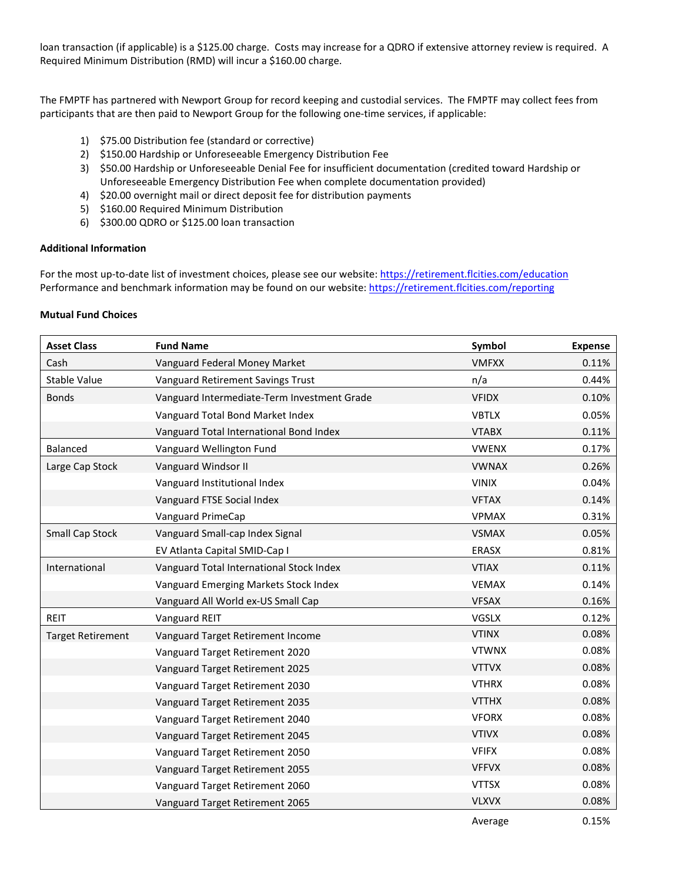loan transaction (if applicable) is a $125.00 charge. Costs may increase for a QDRO if extensive attorney review is required. A Required Minimum Distribution (RMD) will incur a $160.00 charge.

The FMPTF has partnered with Newport Group for record keeping and custodial services. The FMPTF may collect fees from participants that are then paid to Newport Group for the following one-time services, if applicable:

1) $75.00 Distribution fee (standard or corrective)
2) $150.00 Hardship or Unforeseeable Emergency Distribution Fee
3) $50.00 Hardship or Unforeseeable Denial Fee for insufficient documentation (credited toward Hardship or Unforeseeable Emergency Distribution Fee when complete documentation provided)
4) $20.00 overnight mail or direct deposit fee for distribution payments
5) $160.00 Required Minimum Distribution
6) $300.00 QDRO or $125.00 loan transaction

**Additional Information**

For the most up-to-date list of investment choices, please see our website: https://retirement.flcities.com/education
Performance and benchmark information may be found on our website: https://retirement.flcities.com/reporting

**Mutual Fund Choices**

| Asset Class | Fund Name | Symbol | Expense |
|---|---|---|---|
| Cash | Vanguard Federal Money Market | VMFXX | 0.11% |
| Stable Value | Vanguard Retirement Savings Trust | n/a | 0.44% |
| Bonds | Vanguard Intermediate-Term Investment Grade | VFIDX | 0.10% |
| | Vanguard Total Bond Market Index | VBTLX | 0.05% |
| | Vanguard Total International Bond Index | VTABX | 0.11% |
| Balanced | Vanguard Wellington Fund | VWENX | 0.17% |
| Large Cap Stock | Vanguard Windsor II | VWNAX | 0.26% |
| | Vanguard Institutional Index | VINIX | 0.04% |
| | Vanguard FTSE Social Index | VFTAX | 0.14% |
| | Vanguard PrimeCap | VPMAX | 0.31% |
| Small Cap Stock | Vanguard Small-cap Index Signal | VSMAX | 0.05% |
| | EV Atlanta Capital SMID-Cap I | ERASX | 0.81% |
| International | Vanguard Total International Stock Index | VTIAX | 0.11% |
| | Vanguard Emerging Markets Stock Index | VEMAX | 0.14% |
| | Vanguard All World ex-US Small Cap | VFSAX | 0.16% |
| REIT | Vanguard REIT | VGSLX | 0.12% |
| Target Retirement | Vanguard Target Retirement Income | VTINX | 0.08% |
| | Vanguard Target Retirement 2020 | VTWNX | 0.08% |
| | Vanguard Target Retirement 2025 | VTTVX | 0.08% |
| | Vanguard Target Retirement 2030 | VTHRX | 0.08% |
| | Vanguard Target Retirement 2035 | VTTHX | 0.08% |
| | Vanguard Target Retirement 2040 | VFORX | 0.08% |
| | Vanguard Target Retirement 2045 | VTIVX | 0.08% |
| | Vanguard Target Retirement 2050 | VFIFX | 0.08% |
| | Vanguard Target Retirement 2055 | VFFVX | 0.08% |
| | Vanguard Target Retirement 2060 | VTTSX | 0.08% |
| | Vanguard Target Retirement 2065 | VLXVX | 0.08% |
| | | Average | 0.15% |